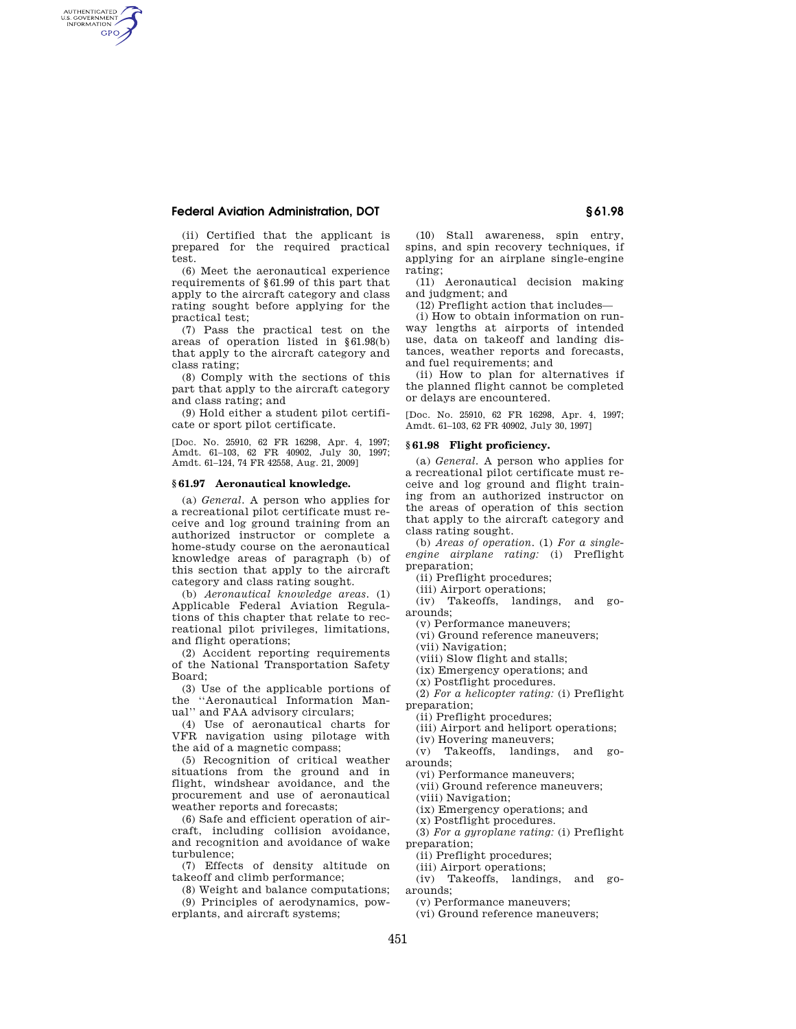(ii) Certified that the applicant is prepared for the required practical test.

(6) Meet the aeronautical experience requirements of §61.99 of this part that apply to the aircraft category and class rating sought before applying for the practical test;

(7) Pass the practical test on the areas of operation listed in §61.98(b) that apply to the aircraft category and class rating;

(8) Comply with the sections of this part that apply to the aircraft category and class rating; and

(9) Hold either a student pilot certificate or sport pilot certificate.

[Doc. No. 25910, 62 FR 16298, Apr. 4, 1997; Amdt. 61–103, 62 FR 40902, July 30, 1997; Amdt. 61–124, 74 FR 42558, Aug. 21, 2009]

## § 61.97 Aeronautical knowledge.

(a) *General.* A person who applies for a recreational pilot certificate must receive and log ground training from an authorized instructor or complete a home-study course on the aeronautical knowledge areas of paragraph (b) of this section that apply to the aircraft category and class rating sought.

(b) *Aeronautical knowledge areas.* (1) Applicable Federal Aviation Regulations of this chapter that relate to recreational pilot privileges, limitations, and flight operations;

(2) Accident reporting requirements of the National Transportation Safety Board;

(3) Use of the applicable portions of the "Aeronautical Information Manual" and FAA advisory circulars;

(4) Use of aeronautical charts for VFR navigation using pilotage with the aid of a magnetic compass;

(5) Recognition of critical weather situations from the ground and in flight, windshear avoidance, and the procurement and use of aeronautical weather reports and forecasts;

(6) Safe and efficient operation of aircraft, including collision avoidance, and recognition and avoidance of wake turbulence;

(7) Effects of density altitude on takeoff and climb performance;

(8) Weight and balance computations;

(9) Principles of aerodynamics, powerplants, and aircraft systems;

(10) Stall awareness, spin entry, spins, and spin recovery techniques, if applying for an airplane single-engine rating;

(11) Aeronautical decision making and judgment; and

(12) Preflight action that includes—

(i) How to obtain information on runway lengths at airports of intended use, data on takeoff and landing distances, weather reports and forecasts, and fuel requirements; and

(ii) How to plan for alternatives if the planned flight cannot be completed or delays are encountered.

[Doc. No. 25910, 62 FR 16298, Apr. 4, 1997; Amdt. 61–103, 62 FR 40902, July 30, 1997]

## § 61.98 Flight proficiency.

(a) *General.* A person who applies for a recreational pilot certificate must receive and log ground and flight training from an authorized instructor on the areas of operation of this section that apply to the aircraft category and class rating sought.

(b) *Areas of operation.* (1) *For a single-engine airplane rating:* (i) Preflight preparation;

(ii) Preflight procedures;

(iii) Airport operations;

(iv) Takeoffs, landings, and go-arounds;

(v) Performance maneuvers;

(vi) Ground reference maneuvers;

(vii) Navigation;

(viii) Slow flight and stalls;

(ix) Emergency operations; and

(x) Postflight procedures.

(2) *For a helicopter rating:* (i) Preflight preparation;

(ii) Preflight procedures;

(iii) Airport and heliport operations;

(iv) Hovering maneuvers;

(v) Takeoffs, landings, and go-arounds;

(vi) Performance maneuvers;

(vii) Ground reference maneuvers;

(viii) Navigation;

(ix) Emergency operations; and

(x) Postflight procedures.

(3) *For a gyroplane rating:* (i) Preflight preparation;

(ii) Preflight procedures;

(iii) Airport operations;

(iv) Takeoffs, landings, and go-arounds;

(v) Performance maneuvers;

(vi) Ground reference maneuvers;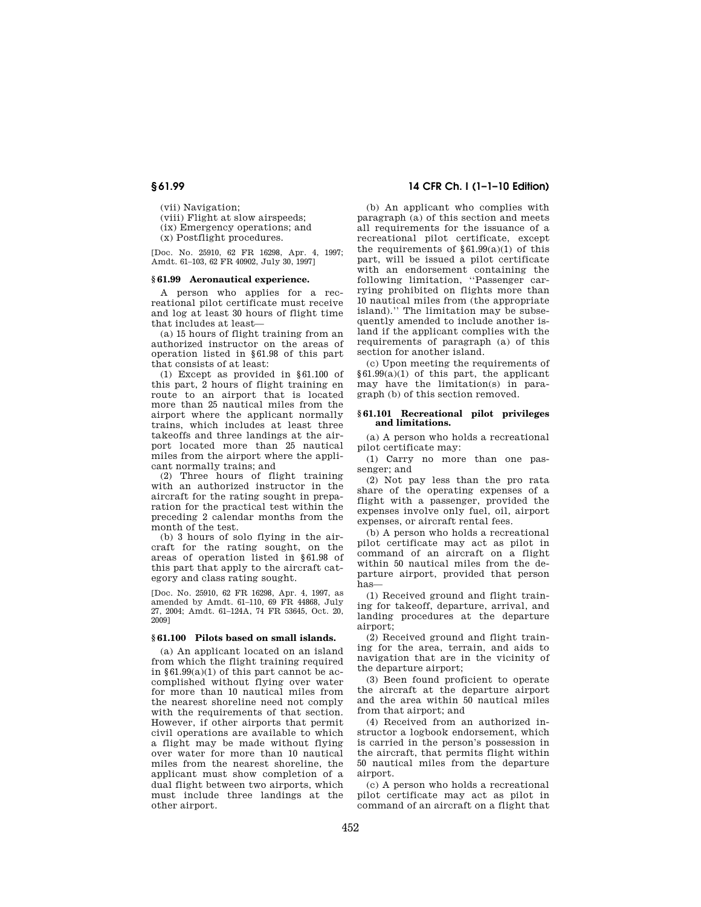(vii) Navigation;

(viii) Flight at slow airspeeds;

(ix) Emergency operations; and

(x) Postflight procedures.

[Doc. No. 25910, 62 FR 16298, Apr. 4, 1997; Amdt. 61–103, 62 FR 40902, July 30, 1997]

## § 61.99 Aeronautical experience.

A person who applies for a recreational pilot certificate must receive and log at least 30 hours of flight time that includes at least—

(a) 15 hours of flight training from an authorized instructor on the areas of operation listed in § 61.98 of this part that consists of at least:

(1) Except as provided in § 61.100 of this part, 2 hours of flight training en route to an airport that is located more than 25 nautical miles from the airport where the applicant normally trains, which includes at least three takeoffs and three landings at the airport located more than 25 nautical miles from the airport where the applicant normally trains; and

(2) Three hours of flight training with an authorized instructor in the aircraft for the rating sought in preparation for the practical test within the preceding 2 calendar months from the month of the test.

(b) 3 hours of solo flying in the aircraft for the rating sought, on the areas of operation listed in § 61.98 of this part that apply to the aircraft category and class rating sought.

[Doc. No. 25910, 62 FR 16298, Apr. 4, 1997, as amended by Amdt. 61–110, 69 FR 44868, July 27, 2004; Amdt. 61–124A, 74 FR 53645, Oct. 20, 2009]

## § 61.100 Pilots based on small islands.

(a) An applicant located on an island from which the flight training required in § 61.99(a)(1) of this part cannot be accomplished without flying over water for more than 10 nautical miles from the nearest shoreline need not comply with the requirements of that section. However, if other airports that permit civil operations are available to which a flight may be made without flying over water for more than 10 nautical miles from the nearest shoreline, the applicant must show completion of a dual flight between two airports, which must include three landings at the other airport.

(b) An applicant who complies with paragraph (a) of this section and meets all requirements for the issuance of a recreational pilot certificate, except the requirements of § 61.99(a)(1) of this part, will be issued a pilot certificate with an endorsement containing the following limitation, "Passenger carrying prohibited on flights more than 10 nautical miles from (the appropriate island)." The limitation may be subsequently amended to include another island if the applicant complies with the requirements of paragraph (a) of this section for another island.

(c) Upon meeting the requirements of § 61.99(a)(1) of this part, the applicant may have the limitation(s) in paragraph (b) of this section removed.

## § 61.101 Recreational pilot privileges and limitations.

(a) A person who holds a recreational pilot certificate may:

(1) Carry no more than one passenger; and

(2) Not pay less than the pro rata share of the operating expenses of a flight with a passenger, provided the expenses involve only fuel, oil, airport expenses, or aircraft rental fees.

(b) A person who holds a recreational pilot certificate may act as pilot in command of an aircraft on a flight within 50 nautical miles from the departure airport, provided that person has—

(1) Received ground and flight training for takeoff, departure, arrival, and landing procedures at the departure airport;

(2) Received ground and flight training for the area, terrain, and aids to navigation that are in the vicinity of the departure airport;

(3) Been found proficient to operate the aircraft at the departure airport and the area within 50 nautical miles from that airport; and

(4) Received from an authorized instructor a logbook endorsement, which is carried in the person's possession in the aircraft, that permits flight within 50 nautical miles from the departure airport.

(c) A person who holds a recreational pilot certificate may act as pilot in command of an aircraft on a flight that